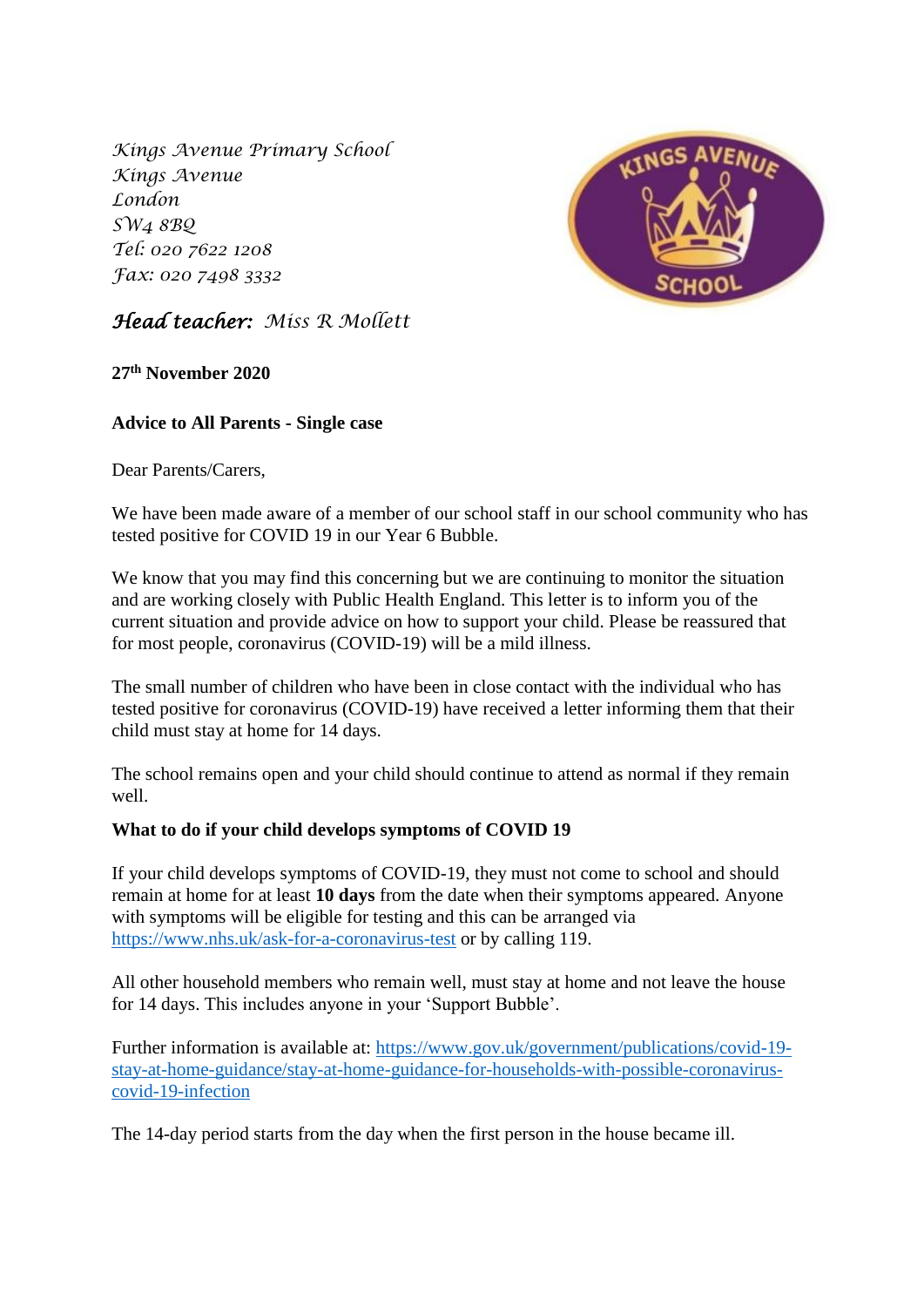*Kings Avenue Primary School*
*Kings Avenue*
*London*
*SW4 8BQ*
*Tel: 020 7622 1208*
*Fax: 020 7498 3332*

***Head teacher:*** *Miss R Mollett*

**27th November 2020**

**Advice to All Parents - Single case**

Dear Parents/Carers,

We have been made aware of a member of our school staff in our school community who has tested positive for COVID 19 in our Year 6 Bubble.

We know that you may find this concerning but we are continuing to monitor the situation and are working closely with Public Health England. This letter is to inform you of the current situation and provide advice on how to support your child. Please be reassured that for most people, coronavirus (COVID-19) will be a mild illness.

The small number of children who have been in close contact with the individual who has tested positive for coronavirus (COVID-19) have received a letter informing them that their child must stay at home for 14 days.

The school remains open and your child should continue to attend as normal if they remain well.

**What to do if your child develops symptoms of COVID 19**

If your child develops symptoms of COVID-19, they must not come to school and should remain at home for at least **10 days** from the date when their symptoms appeared. Anyone with symptoms will be eligible for testing and this can be arranged via https://www.nhs.uk/ask-for-a-coronavirus-test or by calling 119.

All other household members who remain well, must stay at home and not leave the house for 14 days. This includes anyone in your 'Support Bubble'.

Further information is available at: https://www.gov.uk/government/publications/covid-19-stay-at-home-guidance/stay-at-home-guidance-for-households-with-possible-coronavirus-covid-19-infection

The 14-day period starts from the day when the first person in the house became ill.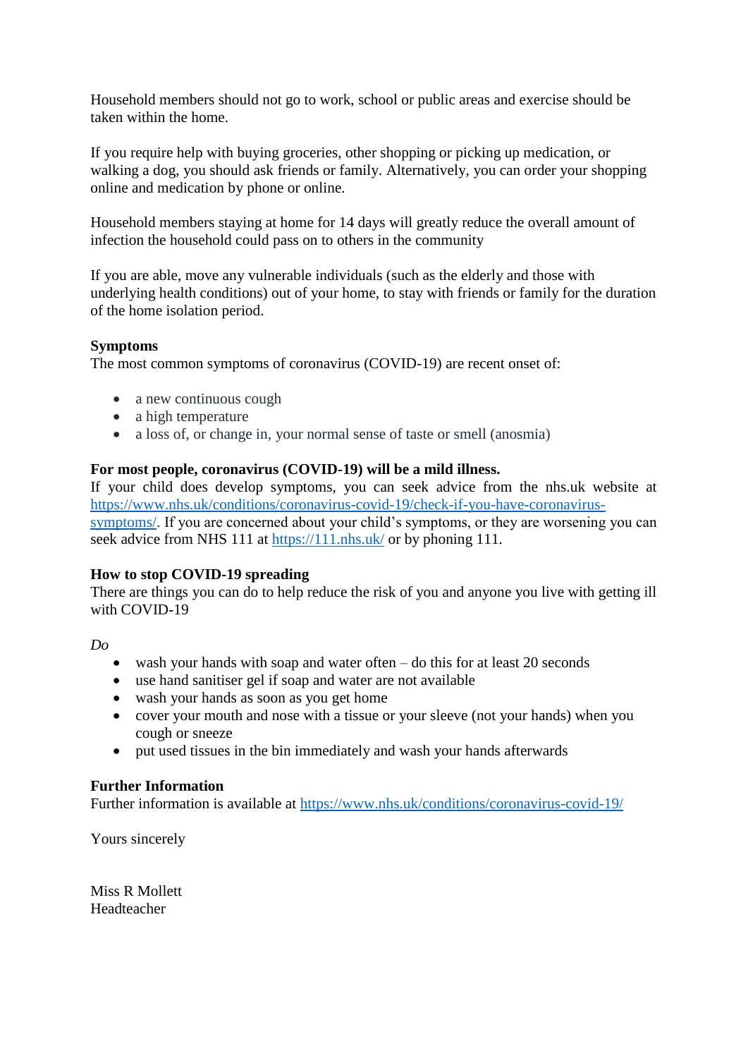Household members should not go to work, school or public areas and exercise should be taken within the home.

If you require help with buying groceries, other shopping or picking up medication, or walking a dog, you should ask friends or family. Alternatively, you can order your shopping online and medication by phone or online.

Household members staying at home for 14 days will greatly reduce the overall amount of infection the household could pass on to others in the community

If you are able, move any vulnerable individuals (such as the elderly and those with underlying health conditions) out of your home, to stay with friends or family for the duration of the home isolation period.

**Symptoms**
The most common symptoms of coronavirus (COVID-19) are recent onset of:

- a new continuous cough
- a high temperature
- a loss of, or change in, your normal sense of taste or smell (anosmia)

**For most people, coronavirus (COVID-19) will be a mild illness.**
If your child does develop symptoms, you can seek advice from the nhs.uk website at [https://www.nhs.uk/conditions/coronavirus-covid-19/check-if-you-have-coronavirus-symptoms/](https://www.nhs.uk/conditions/coronavirus-covid-19/check-if-you-have-coronavirus-symptoms/). If you are concerned about your child's symptoms, or they are worsening you can seek advice from NHS 111 at [https://111.nhs.uk/](https://111.nhs.uk/) or by phoning 111.

**How to stop COVID-19 spreading**
There are things you can do to help reduce the risk of you and anyone you live with getting ill with COVID-19

*Do*

- wash your hands with soap and water often – do this for at least 20 seconds
- use hand sanitiser gel if soap and water are not available
- wash your hands as soon as you get home
- cover your mouth and nose with a tissue or your sleeve (not your hands) when you cough or sneeze
- put used tissues in the bin immediately and wash your hands afterwards

**Further Information**
Further information is available at [https://www.nhs.uk/conditions/coronavirus-covid-19/](https://www.nhs.uk/conditions/coronavirus-covid-19/)

Yours sincerely

Miss R Mollett
Headteacher